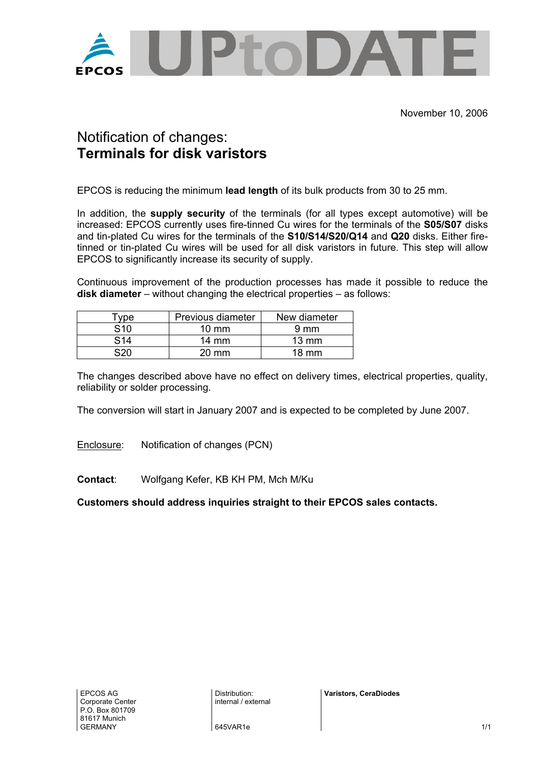EPCOS UPtoDATE

November 10, 2006

# Notification of changes:
# **Terminals for disk varistors**

EPCOS is reducing the minimum **lead length** of its bulk products from 30 to 25 mm.

In addition, the **supply security** of the terminals (for all types except automotive) will be increased: EPCOS currently uses fire-tinned Cu wires for the terminals of the **S05/S07** disks and tin-plated Cu wires for the terminals of the **S10/S14/S20/Q14** and **Q20** disks. Either fire-tinned or tin-plated Cu wires will be used for all disk varistors in future. This step will allow EPCOS to significantly increase its security of supply.

Continuous improvement of the production processes has made it possible to reduce the **disk diameter** – without changing the electrical properties – as follows:

| Type | Previous diameter | New diameter |
|---|---|---|
| S10 | 10 mm | 9 mm |
| S14 | 14 mm | 13 mm |
| S20 | 20 mm | 18 mm |

The changes described above have no effect on delivery times, electrical properties, quality, reliability or solder processing.

The conversion will start in January 2007 and is expected to be completed by June 2007.

Enclosure: Notification of changes (PCN)

**Contact**: Wolfgang Kefer, KB KH PM, Mch M/Ku

**Customers should address inquiries straight to their EPCOS sales contacts.**

EPCOS AG
Corporate Center
P.O. Box 801709
81617 Munich
GERMANY

Distribution:
internal / external

645VAR1e

**Varistors, CeraDiodes**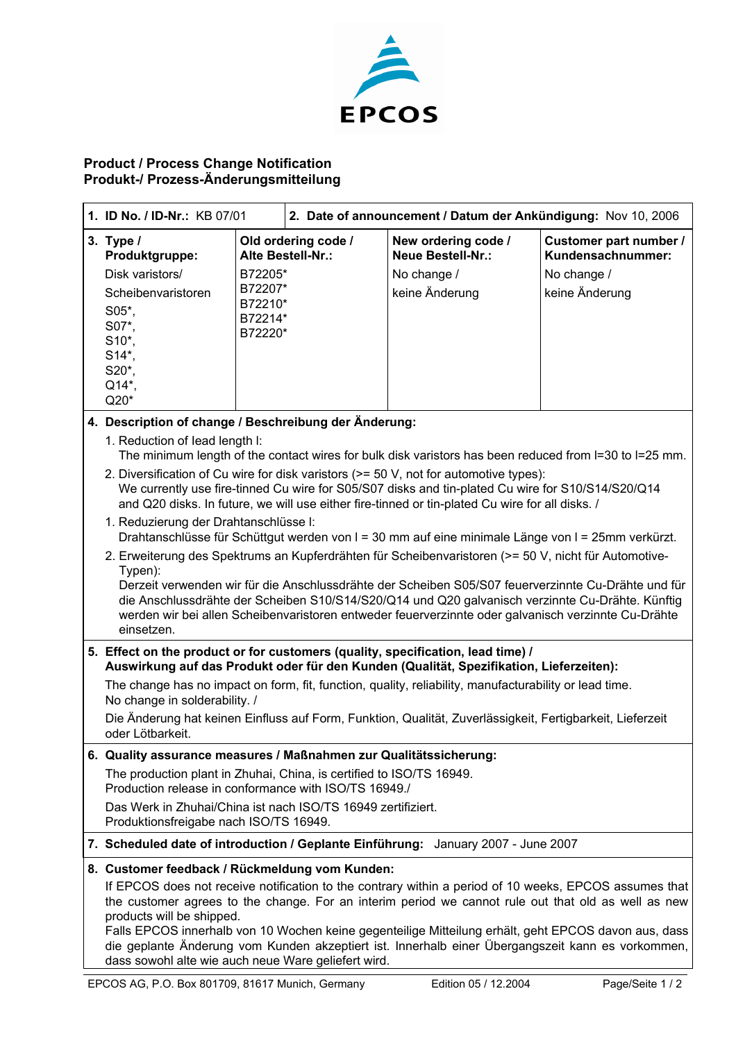# Product / Process Change Notification
# Produkt-/ Prozess-Änderungsmitteilung

| **1. ID No. / ID-Nr.:** KB 07/01 | **2. Date of announcement / Datum der Ankündigung:** Nov 10, 2006 | | |
|---|---|---|---|
| **3. Type / Produktgruppe:** Disk varistors/ Scheibenvaristoren S05*, S07*, S10*, S14*, S20*, Q14*, Q20* | **Old ordering code / Alte Bestell-Nr.:** B72205* B72207* B72210* B72214* B72220* | **New ordering code / Neue Bestell-Nr.:** No change / keine Änderung | **Customer part number / Kundensachnummer:** No change / keine Änderung |

**4. Description of change / Beschreibung der Änderung:**

1. Reduction of lead length l:
   The minimum length of the contact wires for bulk disk varistors has been reduced from l=30 to l=25 mm.
2. Diversification of Cu wire for disk varistors (>= 50 V, not for automotive types):
   We currently use fire-tinned Cu wire for S05/S07 disks and tin-plated Cu wire for S10/S14/S20/Q14 and Q20 disks. In future, we will use either fire-tinned or tin-plated Cu wire for all disks. /

1. Reduzierung der Drahtanschlüsse l:
   Drahtanschlüsse für Schüttgut werden von l = 30 mm auf eine minimale Länge von l = 25mm verkürzt.
2. Erweiterung des Spektrums an Kupferdrähten für Scheibenvaristoren (>= 50 V, nicht für Automotive-Typen):
   Derzeit verwenden wir für die Anschlussdrähte der Scheiben S05/S07 feuerverzinnte Cu-Drähte und für die Anschlussdrähte der Scheiben S10/S14/S20/Q14 und Q20 galvanisch verzinnte Cu-Drähte. Künftig werden wir bei allen Scheibenvaristoren entweder feuerverzinnte oder galvanisch verzinnte Cu-Drähte einsetzen.

**5. Effect on the product or for customers (quality, specification, lead time) / Auswirkung auf das Produkt oder für den Kunden (Qualität, Spezifikation, Lieferzeiten):**

The change has no impact on form, fit, function, quality, reliability, manufacturability or lead time.
No change in solderability. /

Die Änderung hat keinen Einfluss auf Form, Funktion, Qualität, Zuverlässigkeit, Fertigbarkeit, Lieferzeit oder Lötbarkeit.

**6. Quality assurance measures / Maßnahmen zur Qualitätssicherung:**

The production plant in Zhuhai, China, is certified to ISO/TS 16949.
Production release in conformance with ISO/TS 16949./

Das Werk in Zhuhai/China ist nach ISO/TS 16949 zertifiziert.
Produktionsfreigabe nach ISO/TS 16949.

**7. Scheduled date of introduction / Geplante Einführung:** January 2007 - June 2007

**8. Customer feedback / Rückmeldung vom Kunden:**

If EPCOS does not receive notification to the contrary within a period of 10 weeks, EPCOS assumes that the customer agrees to the change. For an interim period we cannot rule out that old as well as new products will be shipped.
Falls EPCOS innerhalb von 10 Wochen keine gegenteilige Mitteilung erhält, geht EPCOS davon aus, dass die geplante Änderung vom Kunden akzeptiert ist. Innerhalb einer Übergangszeit kann es vorkommen, dass sowohl alte wie auch neue Ware geliefert wird.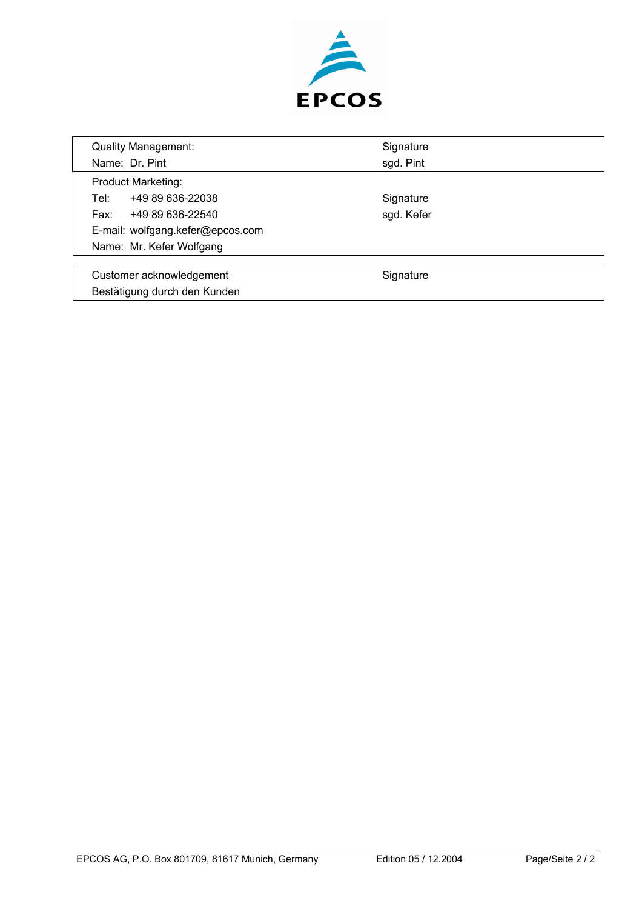EPCOS

| | |
|---|---|
| Quality Management: | Signature |
| Name: Dr. Pint | sgd. Pint |
| Product Marketing: | |
| Tel: +49 89 636-22038 | Signature |
| Fax: +49 89 636-22540 | sgd. Kefer |
| E-mail: wolfgang.kefer@epcos.com | |
| Name: Mr. Kefer Wolfgang | |

| | |
|---|---|
| Customer acknowledgement | Signature |
| Bestätigung durch den Kunden | |

EPCOS AG, P.O. Box 801709, 81617 Munich, Germany Edition 05 / 12.2004